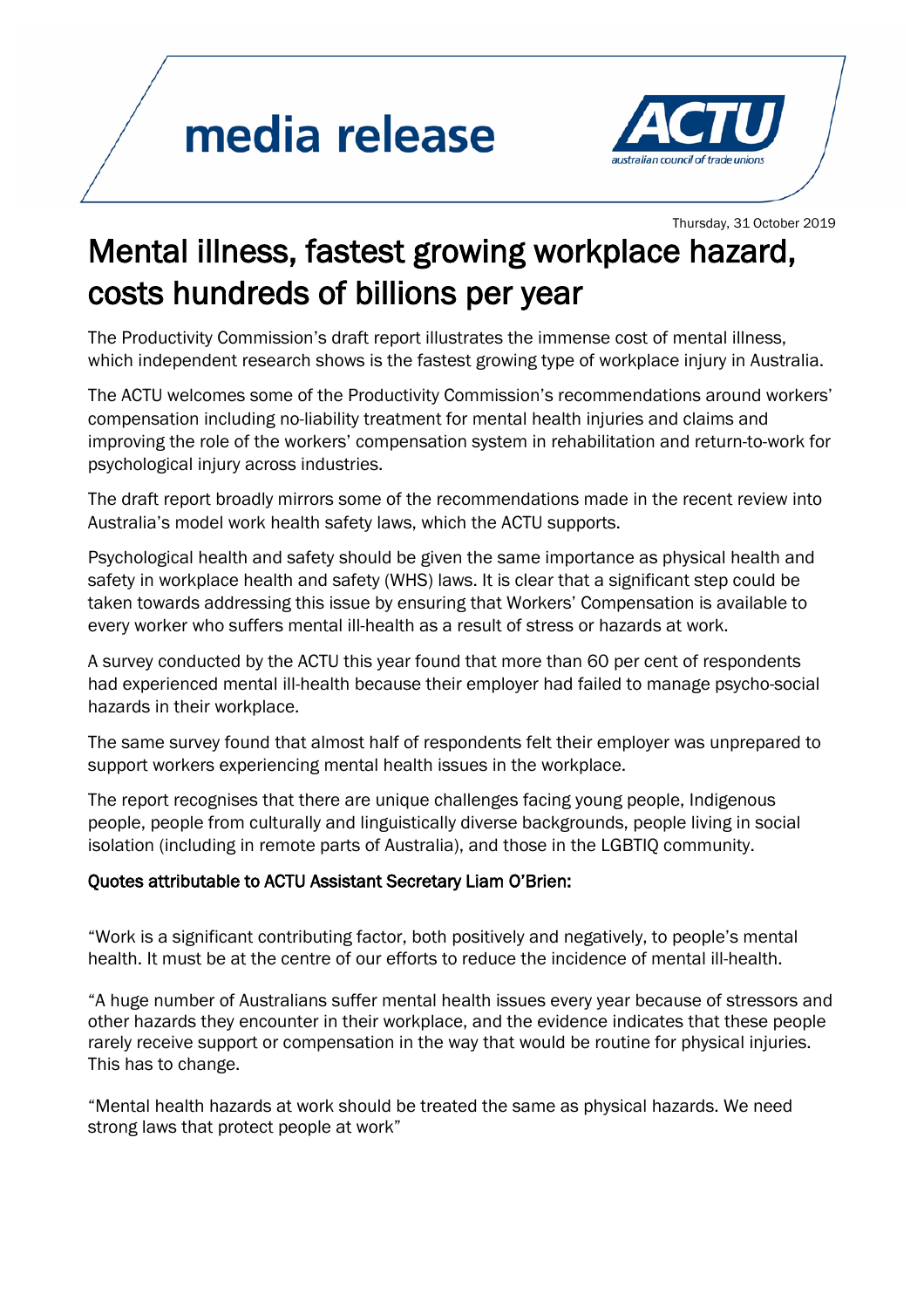media release

ACTU
australian council of trade unions

Thursday, 31 October 2019

# Mental illness, fastest growing workplace hazard, costs hundreds of billions per year

The Productivity Commission's draft report illustrates the immense cost of mental illness, which independent research shows is the fastest growing type of workplace injury in Australia.

The ACTU welcomes some of the Productivity Commission's recommendations around workers' compensation including no-liability treatment for mental health injuries and claims and improving the role of the workers' compensation system in rehabilitation and return-to-work for psychological injury across industries.

The draft report broadly mirrors some of the recommendations made in the recent review into Australia's model work health safety laws, which the ACTU supports.

Psychological health and safety should be given the same importance as physical health and safety in workplace health and safety (WHS) laws. It is clear that a significant step could be taken towards addressing this issue by ensuring that Workers' Compensation is available to every worker who suffers mental ill-health as a result of stress or hazards at work.

A survey conducted by the ACTU this year found that more than 60 per cent of respondents had experienced mental ill-health because their employer had failed to manage psycho-social hazards in their workplace.

The same survey found that almost half of respondents felt their employer was unprepared to support workers experiencing mental health issues in the workplace.

The report recognises that there are unique challenges facing young people, Indigenous people, people from culturally and linguistically diverse backgrounds, people living in social isolation (including in remote parts of Australia), and those in the LGBTIQ community.

**Quotes attributable to ACTU Assistant Secretary Liam O'Brien:**

"Work is a significant contributing factor, both positively and negatively, to people's mental health. It must be at the centre of our efforts to reduce the incidence of mental ill-health.

"A huge number of Australians suffer mental health issues every year because of stressors and other hazards they encounter in their workplace, and the evidence indicates that these people rarely receive support or compensation in the way that would be routine for physical injuries. This has to change.

"Mental health hazards at work should be treated the same as physical hazards. We need strong laws that protect people at work"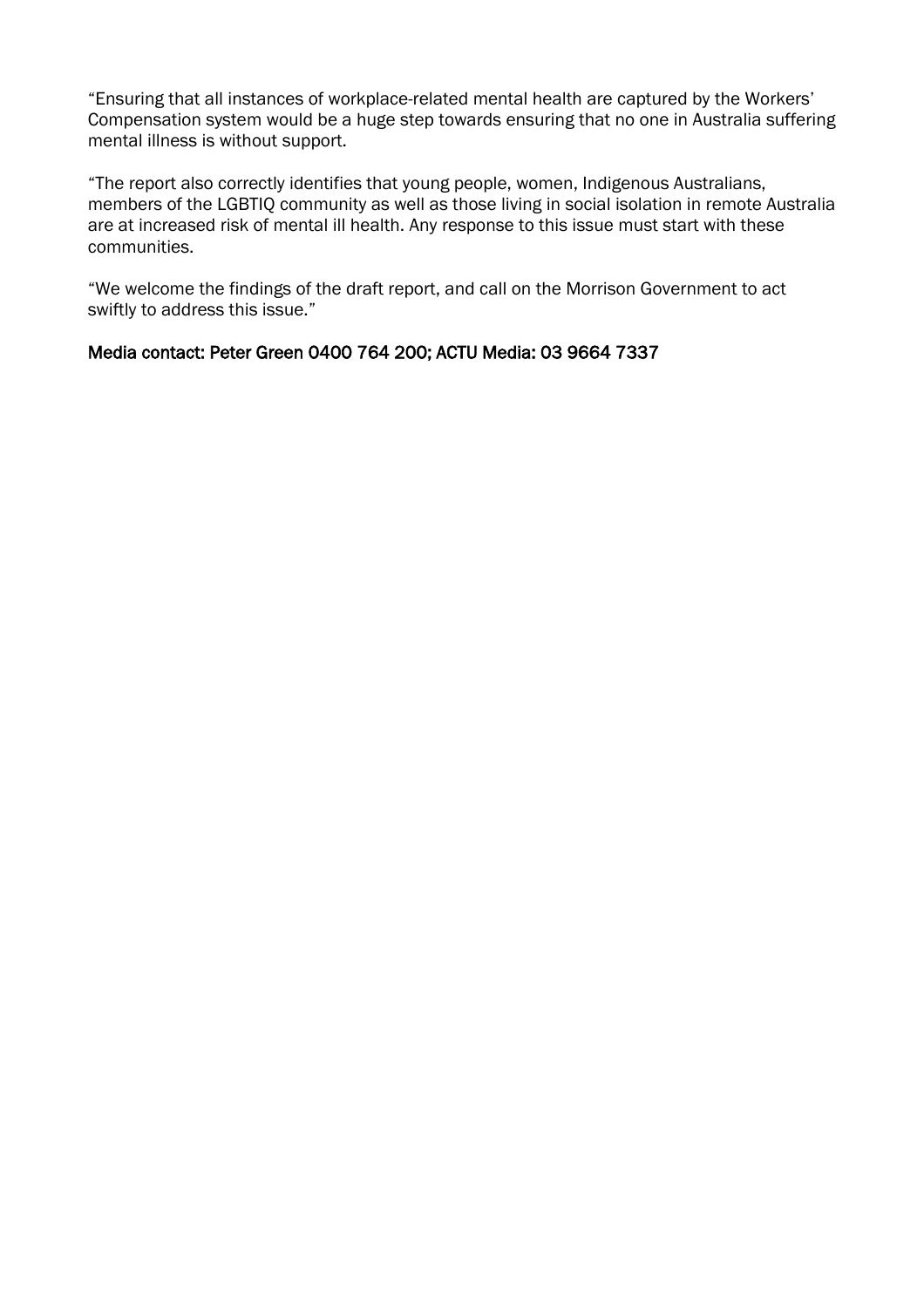"Ensuring that all instances of workplace-related mental health are captured by the Workers' Compensation system would be a huge step towards ensuring that no one in Australia suffering mental illness is without support.

"The report also correctly identifies that young people, women, Indigenous Australians, members of the LGBTIQ community as well as those living in social isolation in remote Australia are at increased risk of mental ill health. Any response to this issue must start with these communities.

"We welcome the findings of the draft report, and call on the Morrison Government to act swiftly to address this issue."

**Media contact: Peter Green 0400 764 200; ACTU Media: 03 9664 7337**